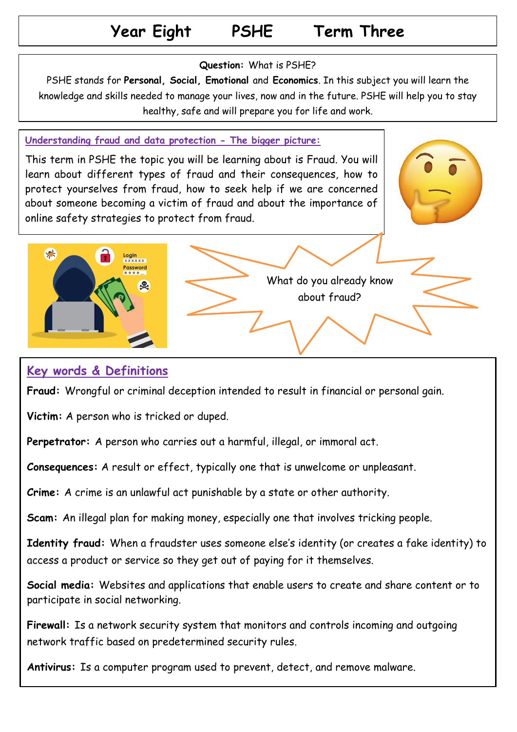# Year Eight PSHE Term Three

**Question:** What is PSHE?

PSHE stands for **Personal, Social, Emotional** and **Economics**. In this subject you will learn the knowledge and skills needed to manage your lives, now and in the future. PSHE will help you to stay healthy, safe and will prepare you for life and work.

## Understanding fraud and data protection - The bigger picture:

This term in PSHE the topic you will be learning about is Fraud. You will learn about different types of fraud and their consequences, how to protect yourselves from fraud, how to seek help if we are concerned about someone becoming a victim of fraud and about the importance of online safety strategies to protect from fraud.

What do you already know about fraud?

## Key words & Definitions

**Fraud:** Wrongful or criminal deception intended to result in financial or personal gain.

**Victim:** A person who is tricked or duped.

**Perpetrator:** A person who carries out a harmful, illegal, or immoral act.

**Consequences:** A result or effect, typically one that is unwelcome or unpleasant.

**Crime:** A crime is an unlawful act punishable by a state or other authority.

**Scam:** An illegal plan for making money, especially one that involves tricking people.

**Identity fraud:** When a fraudster uses someone else's identity (or creates a fake identity) to access a product or service so they get out of paying for it themselves.

**Social media:** Websites and applications that enable users to create and share content or to participate in social networking.

**Firewall:** Is a network security system that monitors and controls incoming and outgoing network traffic based on predetermined security rules.

**Antivirus:** Is a computer program used to prevent, detect, and remove malware.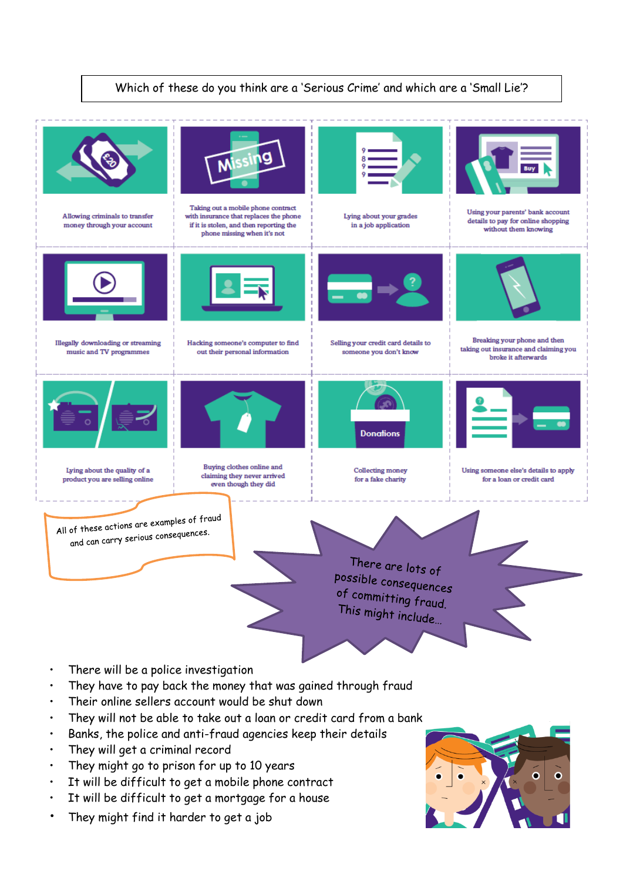Which of these do you think are a 'Serious Crime' and which are a 'Small Lie'?

| | | | |
|---|---|---|---|
| Allowing criminals to transfer money through your account | Taking out a mobile phone contract with insurance that replaces the phone if it is stolen, and then reporting the phone missing when it's not | Lying about your grades in a job application | Using your parents' bank account details to pay for online shopping without them knowing |
| Illegally downloading or streaming music and TV programmes | Hacking someone's computer to find out their personal information | Selling your credit card details to someone you don't know | Breaking your phone and then taking out insurance and claiming you broke it afterwards |
| Lying about the quality of a product you are selling online | Buying clothes online and claiming they never arrived even though they did | Collecting money for a fake charity | Using someone else's details to apply for a loan or credit card |

All of these actions are examples of fraud and can carry serious consequences.

There are lots of possible consequences of committing fraud. This might include...

- There will be a police investigation
- They have to pay back the money that was gained through fraud
- Their online sellers account would be shut down
- They will not be able to take out a loan or credit card from a bank
- Banks, the police and anti-fraud agencies keep their details
- They will get a criminal record
- They might go to prison for up to 10 years
- It will be difficult to get a mobile phone contract
- It will be difficult to get a mortgage for a house
- They might find it harder to get a job